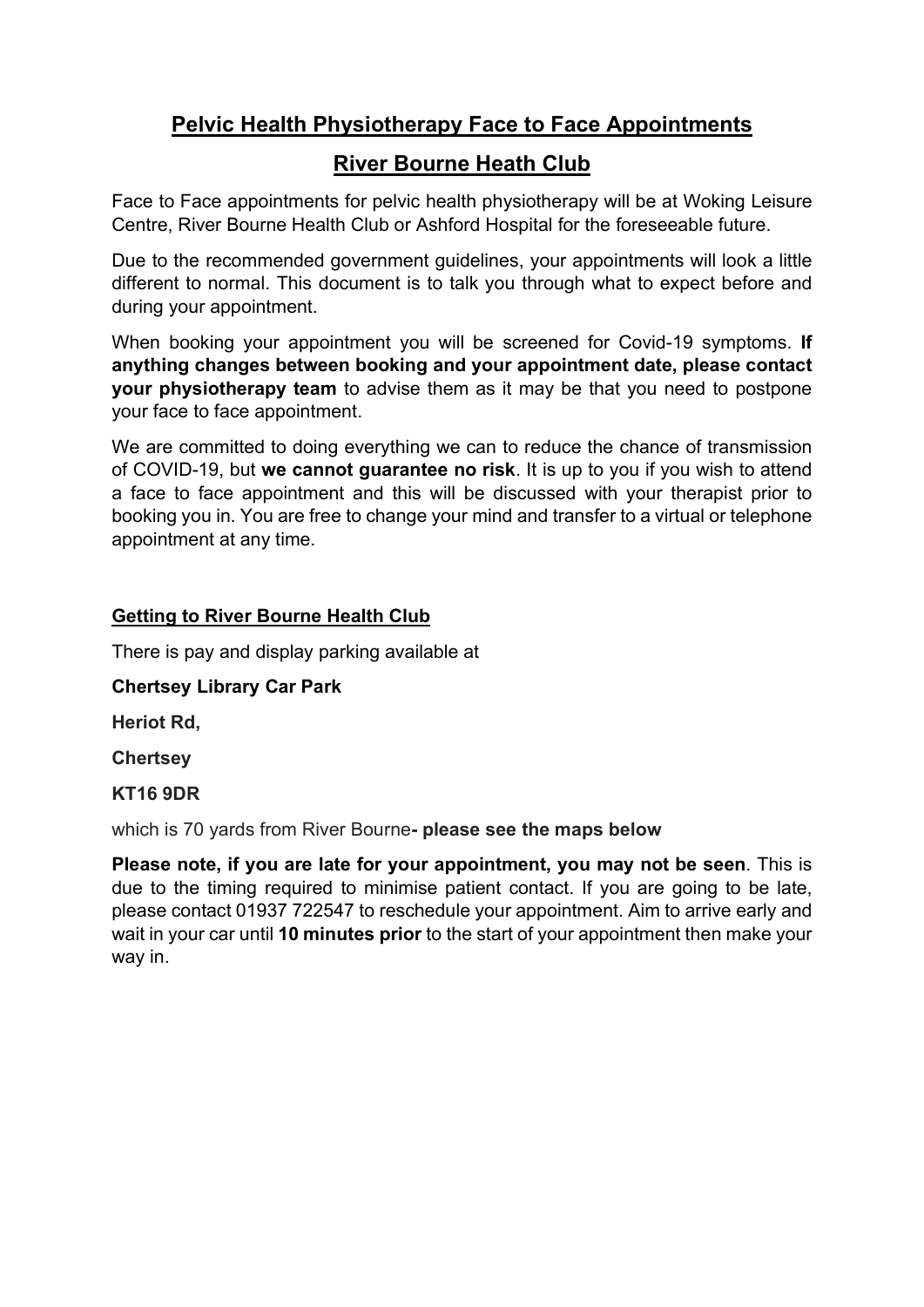# Pelvic Health Physiotherapy Face to Face Appointments

# River Bourne Heath Club

Face to Face appointments for pelvic health physiotherapy will be at Woking Leisure Centre, River Bourne Health Club or Ashford Hospital for the foreseeable future.

Due to the recommended government guidelines, your appointments will look a little different to normal. This document is to talk you through what to expect before and during your appointment.

When booking your appointment you will be screened for Covid-19 symptoms. **If anything changes between booking and your appointment date, please contact your physiotherapy team** to advise them as it may be that you need to postpone your face to face appointment.

We are committed to doing everything we can to reduce the chance of transmission of COVID-19, but **we cannot guarantee no risk**. It is up to you if you wish to attend a face to face appointment and this will be discussed with your therapist prior to booking you in. You are free to change your mind and transfer to a virtual or telephone appointment at any time.

## Getting to River Bourne Health Club

There is pay and display parking available at

**Chertsey Library Car Park**

**Heriot Rd,**

**Chertsey**

**KT16 9DR**

which is 70 yards from River Bourne**- please see the maps below**

**Please note, if you are late for your appointment, you may not be seen**. This is due to the timing required to minimise patient contact. If you are going to be late, please contact 01937 722547 to reschedule your appointment. Aim to arrive early and wait in your car until **10 minutes prior** to the start of your appointment then make your way in.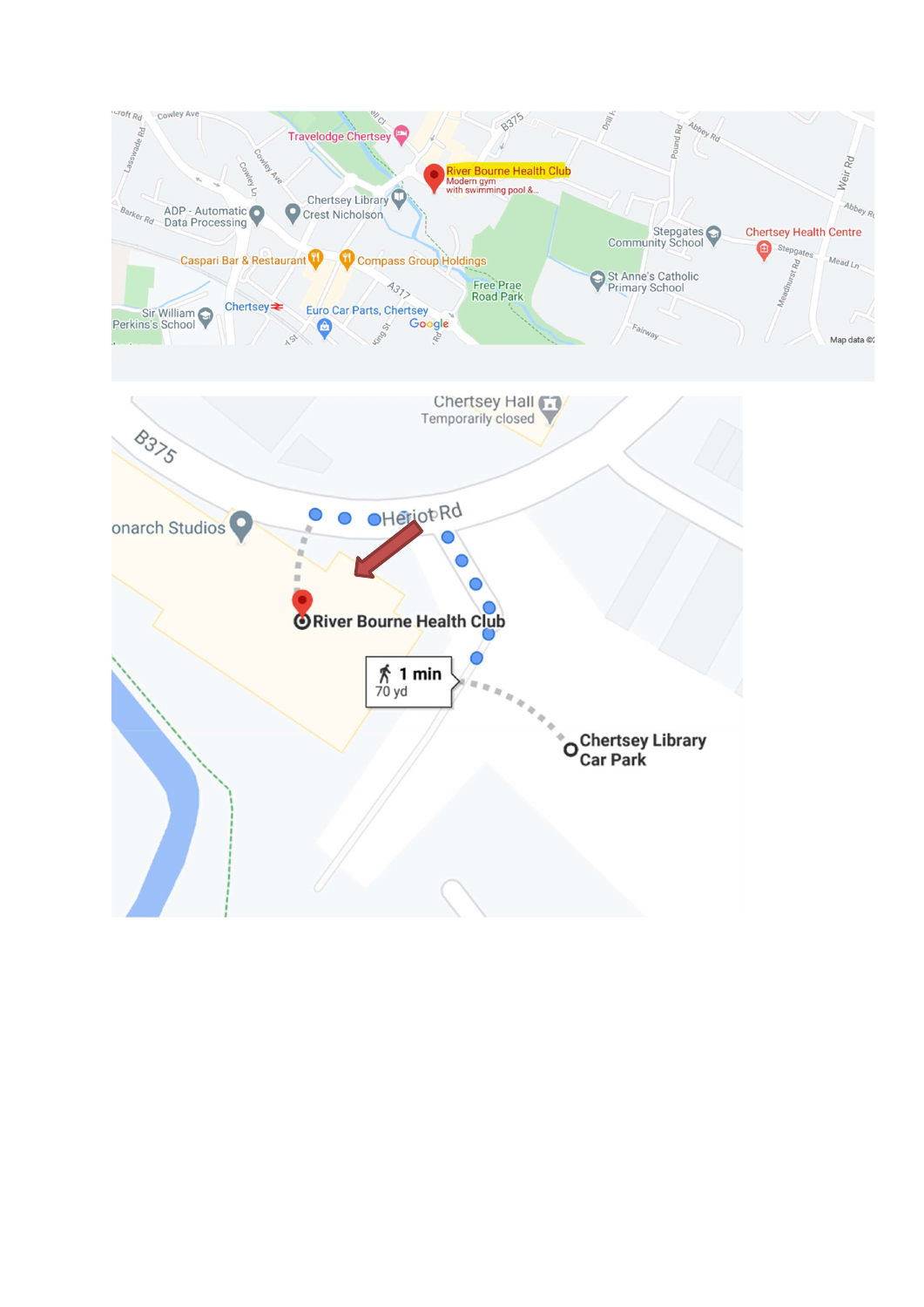Cowley Ave

Travelodge Chertsey

River Bourne Health Club
Modern gym
with swimming pool &...

B375

Chertsey Library
Crest Nicholson

ADP - Automatic Data Processing

Barker Rd

Caspari Bar & Restaurant

Compass Group Holdings

A317

Free Prae Road Park

Stepgates Community School

Chertsey Health Centre

St Anne's Catholic Primary School

Sir William Perkins's School

Chertsey

Euro Car Parts, Chertsey

Map data ©

Chertsey Hall
Temporarily closed

B375

Monarch Studios

Heriot Rd

River Bourne Health Club

1 min
70 yd

Chertsey Library Car Park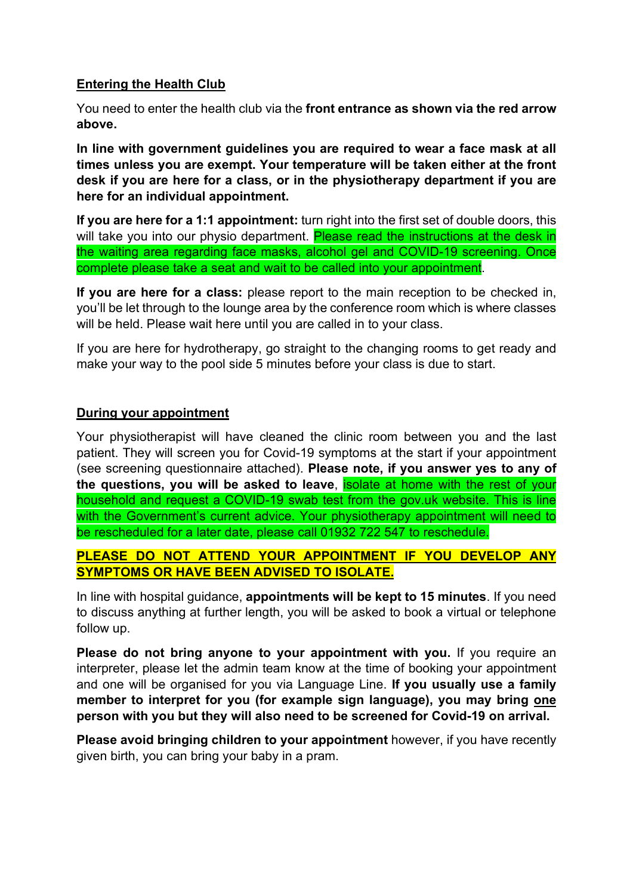## Entering the Health Club

You need to enter the health club via the **front entrance as shown via the red arrow above.**

**In line with government guidelines you are required to wear a face mask at all times unless you are exempt. Your temperature will be taken either at the front desk if you are here for a class, or in the physiotherapy department if you are here for an individual appointment.**

**If you are here for a 1:1 appointment:** turn right into the first set of double doors, this will take you into our physio department. Please read the instructions at the desk in the waiting area regarding face masks, alcohol gel and COVID-19 screening. Once complete please take a seat and wait to be called into your appointment.

**If you are here for a class:** please report to the main reception to be checked in, you'll be let through to the lounge area by the conference room which is where classes will be held. Please wait here until you are called in to your class.

If you are here for hydrotherapy, go straight to the changing rooms to get ready and make your way to the pool side 5 minutes before your class is due to start.

## During your appointment

Your physiotherapist will have cleaned the clinic room between you and the last patient. They will screen you for Covid-19 symptoms at the start if your appointment (see screening questionnaire attached). **Please note, if you answer yes to any of the questions, you will be asked to leave**, isolate at home with the rest of your household and request a COVID-19 swab test from the gov.uk website. This is line with the Government's current advice. Your physiotherapy appointment will need to be rescheduled for a later date, please call 01932 722 547 to reschedule.

**PLEASE DO NOT ATTEND YOUR APPOINTMENT IF YOU DEVELOP ANY SYMPTOMS OR HAVE BEEN ADVISED TO ISOLATE.**

In line with hospital guidance, **appointments will be kept to 15 minutes**. If you need to discuss anything at further length, you will be asked to book a virtual or telephone follow up.

**Please do not bring anyone to your appointment with you.** If you require an interpreter, please let the admin team know at the time of booking your appointment and one will be organised for you via Language Line. **If you usually use a family member to interpret for you (for example sign language), you may bring one person with you but they will also need to be screened for Covid-19 on arrival.**

**Please avoid bringing children to your appointment** however, if you have recently given birth, you can bring your baby in a pram.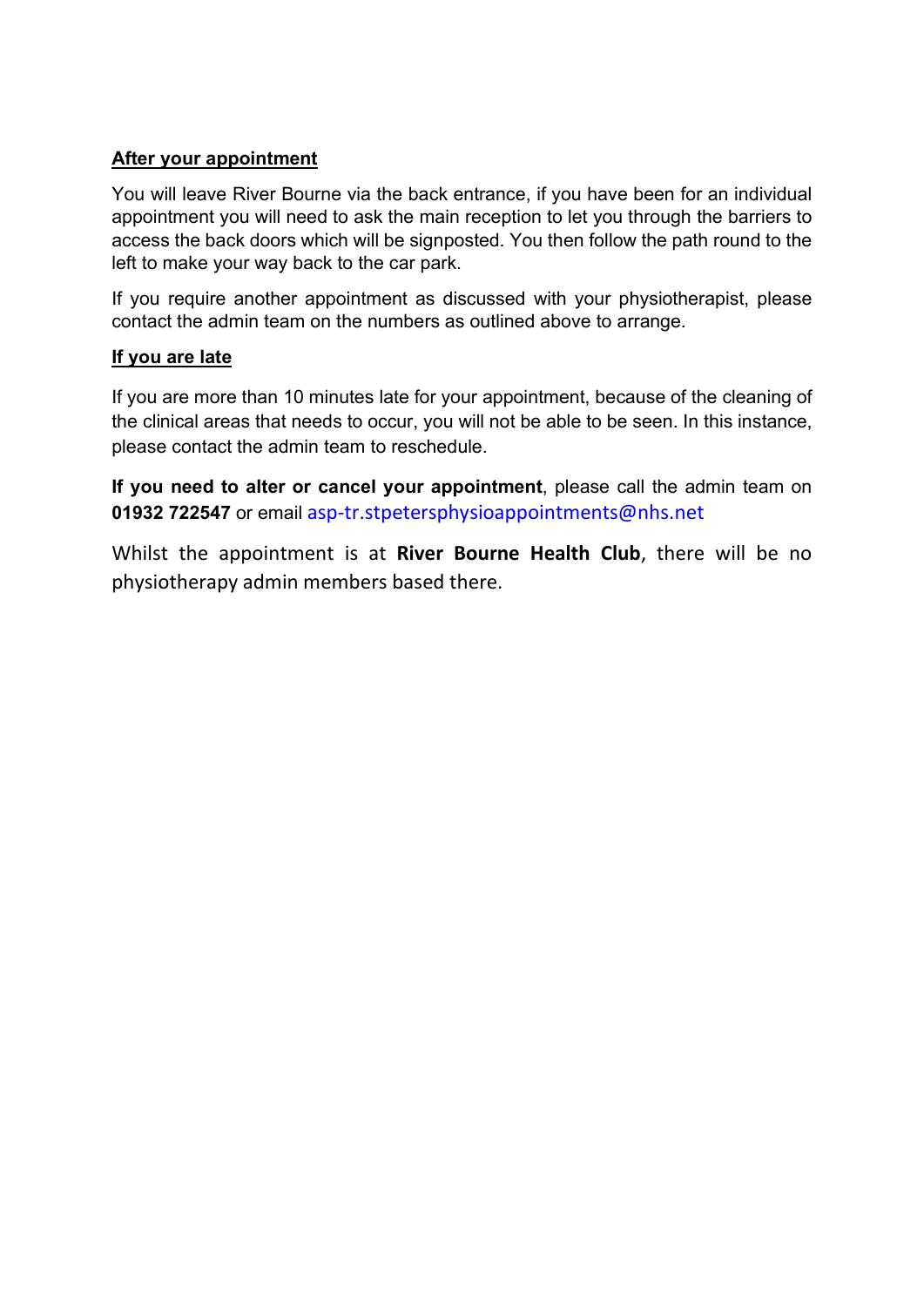## After your appointment

You will leave River Bourne via the back entrance, if you have been for an individual appointment you will need to ask the main reception to let you through the barriers to access the back doors which will be signposted. You then follow the path round to the left to make your way back to the car park.

If you require another appointment as discussed with your physiotherapist, please contact the admin team on the numbers as outlined above to arrange.

## If you are late

If you are more than 10 minutes late for your appointment, because of the cleaning of the clinical areas that needs to occur, you will not be able to be seen. In this instance, please contact the admin team to reschedule.

**If you need to alter or cancel your appointment**, please call the admin team on **01932 722547** or email asp-tr.stpetersphysioappointments@nhs.net

Whilst the appointment is at **River Bourne Health Club**, there will be no physiotherapy admin members based there.